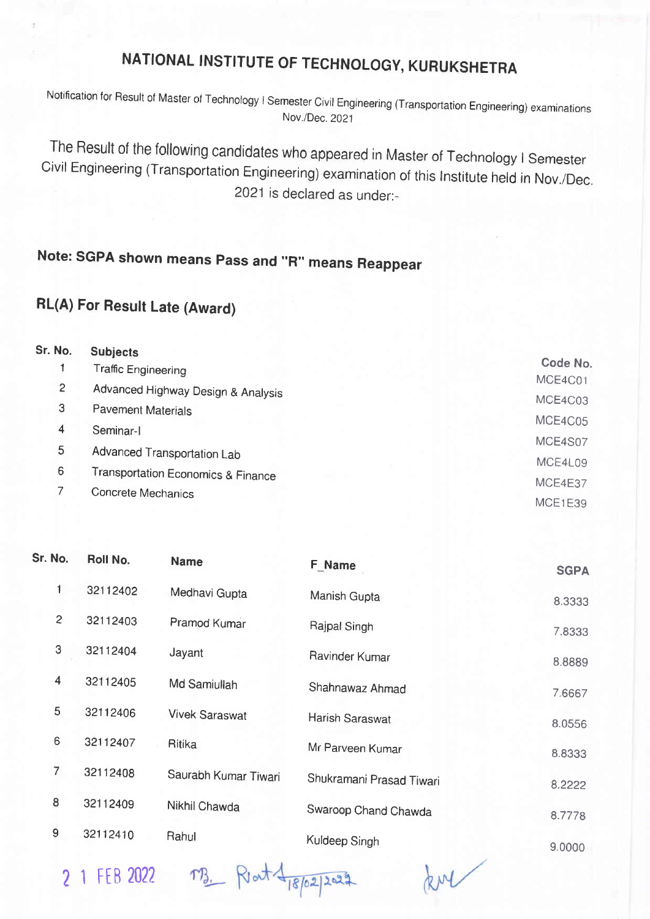# NATIONAL INSTITUTE OF TECHNOLOGY, KURUKSHETRA

Notification for Result of Master of Technology I Semester Civil Engineering (Transportation Engineering) examinations Nov./Dec. 2021

The Result of the following candidates who appeared in Master of Technology I Semester Civil Engineering (Transportation Engineering) examination of this Institute held in Nov./Dec. 2021 is declared as under:-

## Note: SGPA shown means Pass and "R" means Reappear

## RL(A) For Result Late (Award)

| Sr. No. | Subjects | Code No. |
|---|---|---|
| 1 | Traffic Engineering | MCE4C01 |
| 2 | Advanced Highway Design & Analysis | MCE4C03 |
| 3 | Pavement Materials | MCE4C05 |
| 4 | Seminar-I | MCE4S07 |
| 5 | Advanced Transportation Lab | MCE4L09 |
| 6 | Transportation Economics & Finance | MCE4E37 |
| 7 | Concrete Mechanics | MCE1E39 |

| Sr. No. | Roll No. | Name | F_Name | SGPA |
|---|---|---|---|---|
| 1 | 32112402 | Medhavi Gupta | Manish Gupta | 8.3333 |
| 2 | 32112403 | Pramod Kumar | Rajpal Singh | 7.8333 |
| 3 | 32112404 | Jayant | Ravinder Kumar | 8.8889 |
| 4 | 32112405 | Md Samiullah | Shahnawaz Ahmad | 7.6667 |
| 5 | 32112406 | Vivek Saraswat | Harish Saraswat | 8.0556 |
| 6 | 32112407 | Ritika | Mr Parveen Kumar | 8.8333 |
| 7 | 32112408 | Saurabh Kumar Tiwari | Shukramani Prasad Tiwari | 8.2222 |
| 8 | 32112409 | Nikhil Chawda | Swaroop Chand Chawda | 8.7778 |
| 9 | 32112410 | Rahul | Kuldeep Singh | 9.0000 |

21 FEB 2022 18/02/2022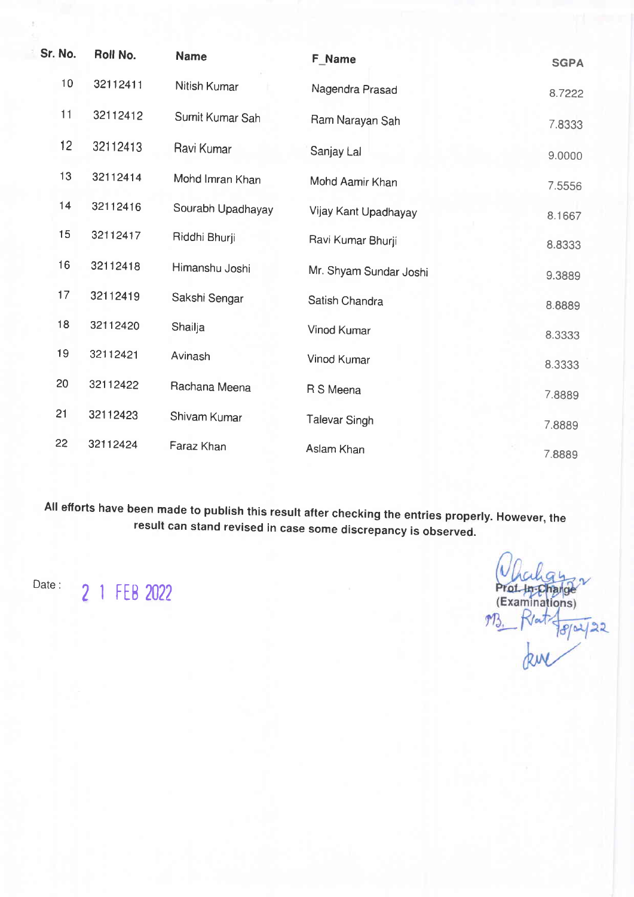| Sr. No. | Roll No. | Name | F_Name | SGPA |
|---|---|---|---|---|
| 10 | 32112411 | Nitish Kumar | Nagendra Prasad | 8.7222 |
| 11 | 32112412 | Sumit Kumar Sah | Ram Narayan Sah | 7.8333 |
| 12 | 32112413 | Ravi Kumar | Sanjay Lal | 9.0000 |
| 13 | 32112414 | Mohd Imran Khan | Mohd Aamir Khan | 7.5556 |
| 14 | 32112416 | Sourabh Upadhayay | Vijay Kant Upadhayay | 8.1667 |
| 15 | 32112417 | Riddhi Bhurji | Ravi Kumar Bhurji | 8.8333 |
| 16 | 32112418 | Himanshu Joshi | Mr. Shyam Sundar Joshi | 9.3889 |
| 17 | 32112419 | Sakshi Sengar | Satish Chandra | 8.8889 |
| 18 | 32112420 | Shailja | Vinod Kumar | 8.3333 |
| 19 | 32112421 | Avinash | Vinod Kumar | 8.3333 |
| 20 | 32112422 | Rachana Meena | R S Meena | 7.8889 |
| 21 | 32112423 | Shivam Kumar | Talevar Singh | 7.8889 |
| 22 | 32112424 | Faraz Khan | Aslam Khan | 7.8889 |

**All efforts have been made to publish this result after checking the entries properly. However, the result can stand revised in case some discrepancy is observed.**

Date : 21 FEB 2022

Prof. In-Charge
(Examinations)